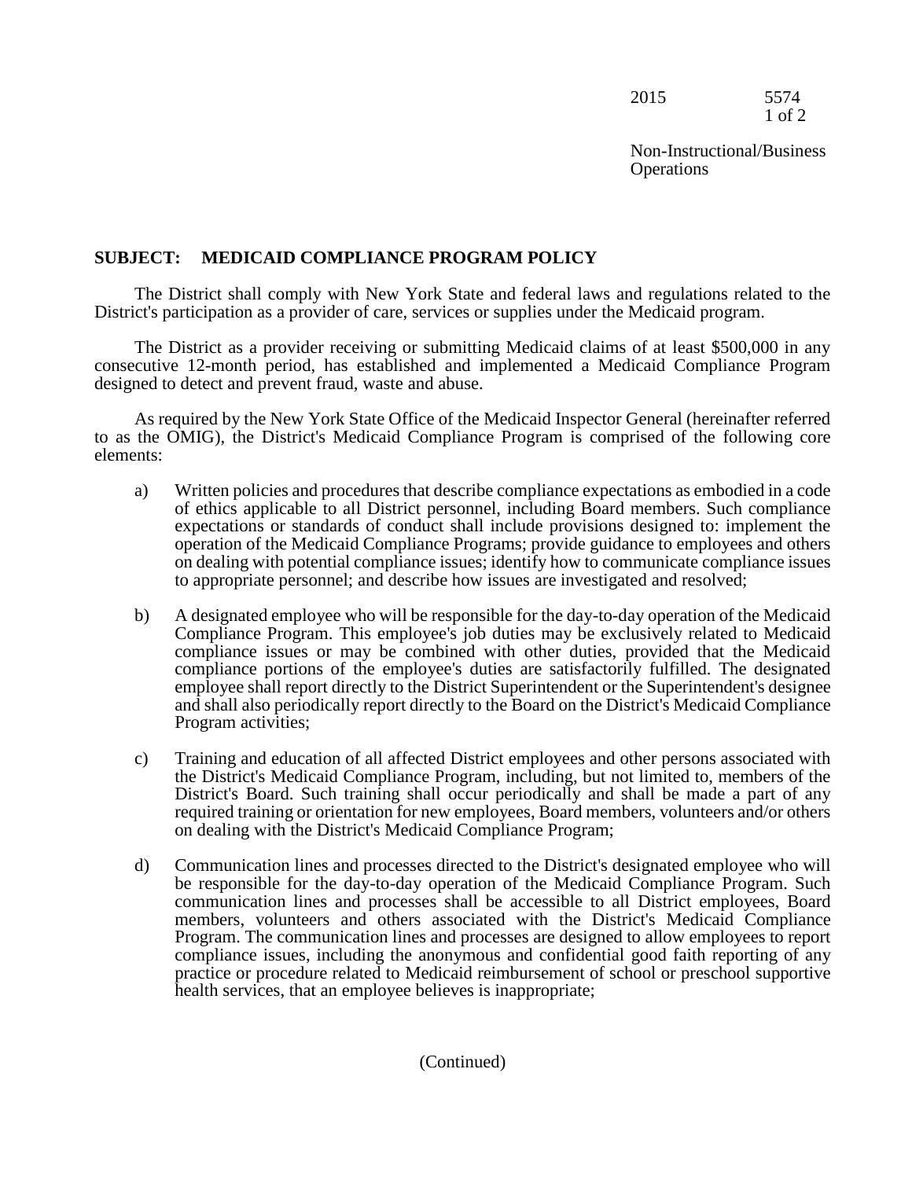2015 5574

Non-Instructional/Business Operations

## SUBJECT: MEDICAID COMPLIANCE PROGRAM POLICY

The District shall comply with New York State and federal laws and regulations related to the District's participation as a provider of care, services or supplies under the Medicaid program.

The District as a provider receiving or submitting Medicaid claims of at least $500,000 in any consecutive 12-month period, has established and implemented a Medicaid Compliance Program designed to detect and prevent fraud, waste and abuse.

As required by the New York State Office of the Medicaid Inspector General (hereinafter referred to as the OMIG), the District's Medicaid Compliance Program is comprised of the following core elements:

a) Written policies and procedures that describe compliance expectations as embodied in a code of ethics applicable to all District personnel, including Board members. Such compliance expectations or standards of conduct shall include provisions designed to: implement the operation of the Medicaid Compliance Programs; provide guidance to employees and others on dealing with potential compliance issues; identify how to communicate compliance issues to appropriate personnel; and describe how issues are investigated and resolved;

b) A designated employee who will be responsible for the day-to-day operation of the Medicaid Compliance Program. This employee's job duties may be exclusively related to Medicaid compliance issues or may be combined with other duties, provided that the Medicaid compliance portions of the employee's duties are satisfactorily fulfilled. The designated employee shall report directly to the District Superintendent or the Superintendent's designee and shall also periodically report directly to the Board on the District's Medicaid Compliance Program activities;

c) Training and education of all affected District employees and other persons associated with the District's Medicaid Compliance Program, including, but not limited to, members of the District's Board. Such training shall occur periodically and shall be made a part of any required training or orientation for new employees, Board members, volunteers and/or others on dealing with the District's Medicaid Compliance Program;

d) Communication lines and processes directed to the District's designated employee who will be responsible for the day-to-day operation of the Medicaid Compliance Program. Such communication lines and processes shall be accessible to all District employees, Board members, volunteers and others associated with the District's Medicaid Compliance Program. The communication lines and processes are designed to allow employees to report compliance issues, including the anonymous and confidential good faith reporting of any practice or procedure related to Medicaid reimbursement of school or preschool supportive health services, that an employee believes is inappropriate;

(Continued)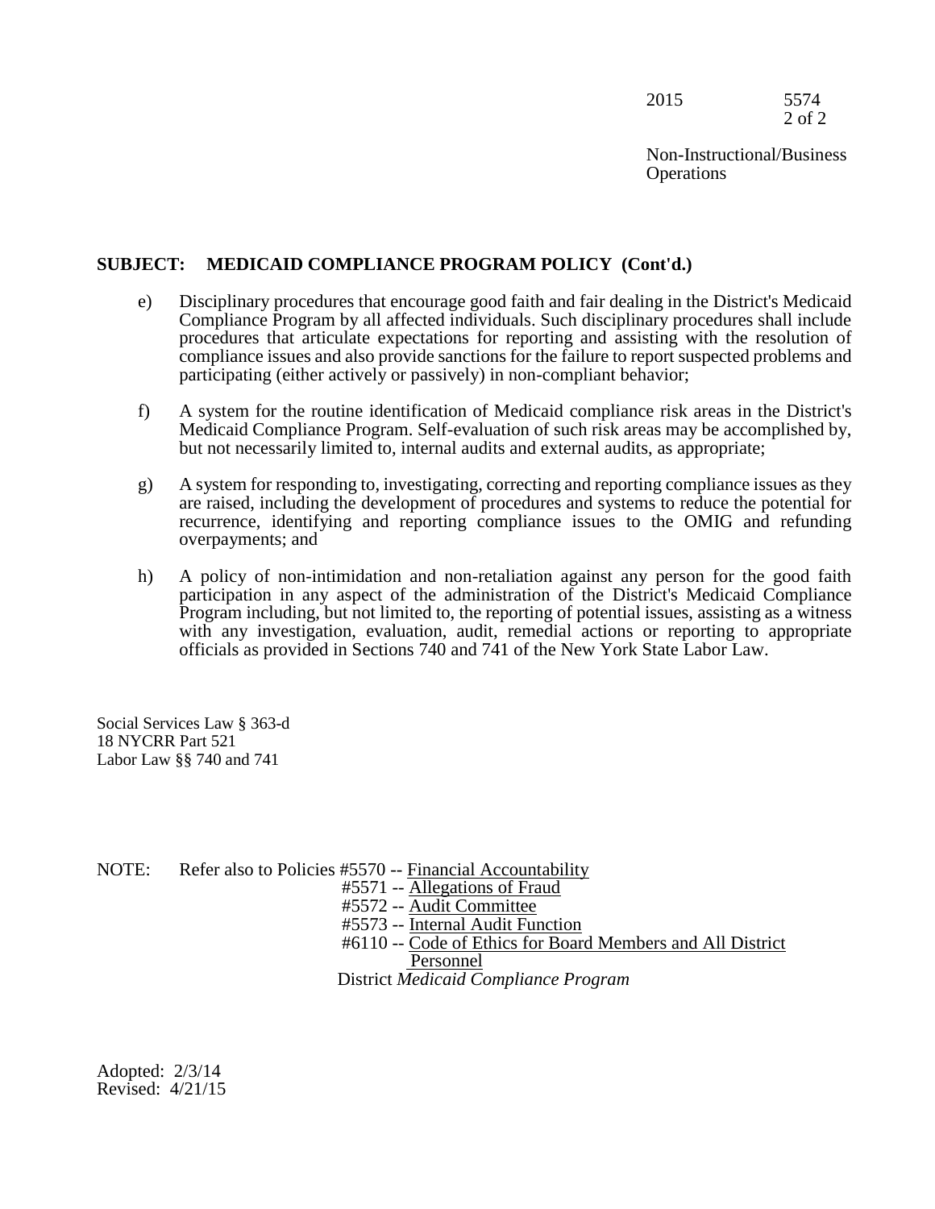**SUBJECT: MEDICAID COMPLIANCE PROGRAM POLICY (Cont'd.)**

e) Disciplinary procedures that encourage good faith and fair dealing in the District's Medicaid Compliance Program by all affected individuals. Such disciplinary procedures shall include procedures that articulate expectations for reporting and assisting with the resolution of compliance issues and also provide sanctions for the failure to report suspected problems and participating (either actively or passively) in non-compliant behavior;

f) A system for the routine identification of Medicaid compliance risk areas in the District's Medicaid Compliance Program. Self-evaluation of such risk areas may be accomplished by, but not necessarily limited to, internal audits and external audits, as appropriate;

g) A system for responding to, investigating, correcting and reporting compliance issues as they are raised, including the development of procedures and systems to reduce the potential for recurrence, identifying and reporting compliance issues to the OMIG and refunding overpayments; and

h) A policy of non-intimidation and non-retaliation against any person for the good faith participation in any aspect of the administration of the District's Medicaid Compliance Program including, but not limited to, the reporting of potential issues, assisting as a witness with any investigation, evaluation, audit, remedial actions or reporting to appropriate officials as provided in Sections 740 and 741 of the New York State Labor Law.

Social Services Law § 363-d
18 NYCRR Part 521
Labor Law §§ 740 and 741

NOTE: Refer also to Policies #5570 -- Financial Accountability
#5571 -- Allegations of Fraud
#5572 -- Audit Committee
#5573 -- Internal Audit Function
#6110 -- Code of Ethics for Board Members and All District Personnel
District *Medicaid Compliance Program*

Adopted: 2/3/14
Revised: 4/21/15